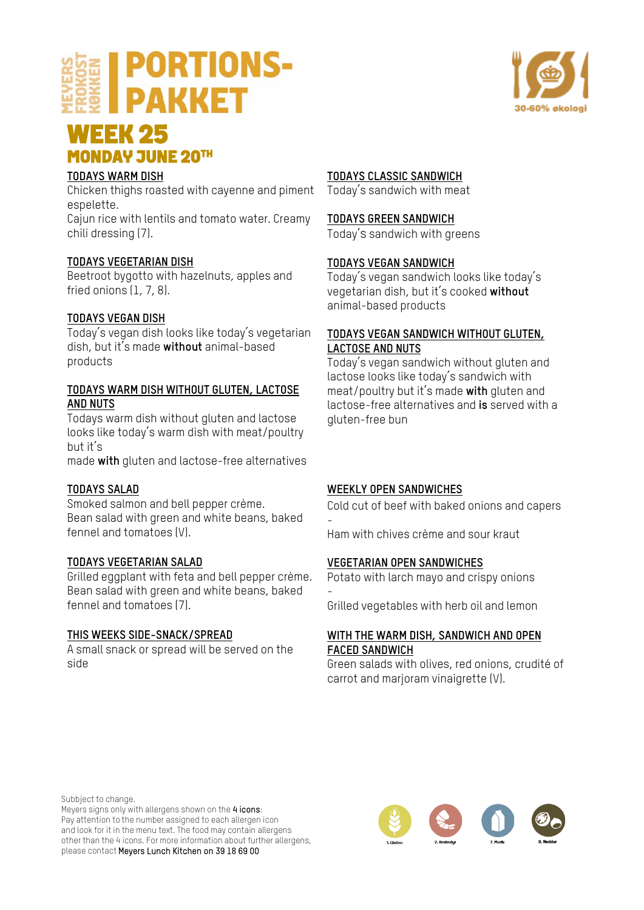# PORTIONS-PAKKET

MEYERS FROKOST KØKKEN

30-60% økologi

## WEEK 25

### MONDAY JUNE 20TH

**TODAYS WARM DISH**

Chicken thighs roasted with cayenne and piment espelette.
Cajun rice with lentils and tomato water. Creamy chili dressing (7).

**TODAYS VEGETARIAN DISH**

Beetroot bygotto with hazelnuts, apples and fried onions (1, 7, 8).

**TODAYS VEGAN DISH**

Today's vegan dish looks like today's vegetarian dish, but it's made **without** animal-based products

**TODAYS WARM DISH WITHOUT GLUTEN, LACTOSE AND NUTS**

Todays warm dish without gluten and lactose looks like today's warm dish with meat/poultry but it's
made **with** gluten and lactose-free alternatives

**TODAYS SALAD**

Smoked salmon and bell pepper crème.
Bean salad with green and white beans, baked fennel and tomatoes (V).

**TODAYS VEGETARIAN SALAD**

Grilled eggplant with feta and bell pepper crème.
Bean salad with green and white beans, baked fennel and tomatoes (7).

**THIS WEEKS SIDE-SNACK/SPREAD**

A small snack or spread will be served on the side

**TODAYS CLASSIC SANDWICH**

Today's sandwich with meat

**TODAYS GREEN SANDWICH**

Today's sandwich with greens

**TODAYS VEGAN SANDWICH**

Today's vegan sandwich looks like today's vegetarian dish, but it's cooked **without** animal-based products

**TODAYS VEGAN SANDWICH WITHOUT GLUTEN, LACTOSE AND NUTS**

Today's vegan sandwich without gluten and lactose looks like today's sandwich with meat/poultry but it's made **with** gluten and lactose-free alternatives and **is** served with a gluten-free bun

**WEEKLY OPEN SANDWICHES**

Cold cut of beef with baked onions and capers
-
Ham with chives crème and sour kraut

**VEGETARIAN OPEN SANDWICHES**

Potato with larch mayo and crispy onions
-
Grilled vegetables with herb oil and lemon

**WITH THE WARM DISH, SANDWICH AND OPEN FACED SANDWICH**

Green salads with olives, red onions, crudité of carrot and marjoram vinaigrette (V).

Subbject to change.
Meyers signs only with allergens shown on the **4 icons**:
Pay attention to the number assigned to each allergen icon and look for it in the menu text. The food may contain allergens other than the 4 icons. For more information about further allergens, please contact **Meyers Lunch Kitchen on 39 18 69 00**

1. Gluten 2. Krebsdyr 7. Mælk 8. Nødder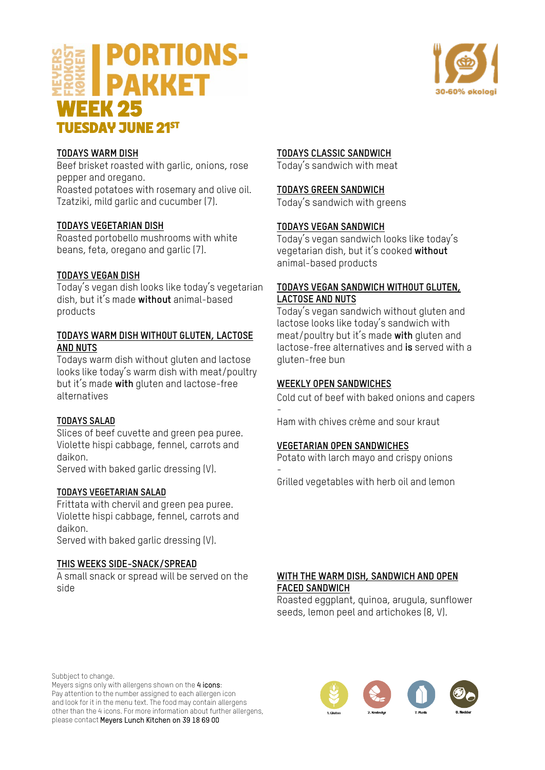# MEYERS FROKOST KØKKEN | PORTIONS-PAKKET

## WEEK 25

## TUESDAY JUNE 21ST

30-60% økologi

### TODAYS WARM DISH

Beef brisket roasted with garlic, onions, rose pepper and oregano.
Roasted potatoes with rosemary and olive oil.
Tzatziki, mild garlic and cucumber (7).

### TODAYS VEGETARIAN DISH

Roasted portobello mushrooms with white beans, feta, oregano and garlic (7).

### TODAYS VEGAN DISH

Today's vegan dish looks like today's vegetarian dish, but it's made **without** animal-based products

### TODAYS WARM DISH WITHOUT GLUTEN, LACTOSE AND NUTS

Todays warm dish without gluten and lactose looks like today's warm dish with meat/poultry but it's made **with** gluten and lactose-free alternatives

### TODAYS SALAD

Slices of beef cuvette and green pea puree.
Violette hispi cabbage, fennel, carrots and daikon.
Served with baked garlic dressing (V).

### TODAYS VEGETARIAN SALAD

Frittata with chervil and green pea puree.
Violette hispi cabbage, fennel, carrots and daikon.
Served with baked garlic dressing (V).

### THIS WEEKS SIDE-SNACK/SPREAD

A small snack or spread will be served on the side

### TODAYS CLASSIC SANDWICH

Today's sandwich with meat

### TODAYS GREEN SANDWICH

Today's sandwich with greens

### TODAYS VEGAN SANDWICH

Today's vegan sandwich looks like today's vegetarian dish, but it's cooked **without** animal-based products

### TODAYS VEGAN SANDWICH WITHOUT GLUTEN, LACTOSE AND NUTS

Today's vegan sandwich without gluten and lactose looks like today's sandwich with meat/poultry but it's made **with** gluten and lactose-free alternatives and **is** served with a gluten-free bun

### WEEKLY OPEN SANDWICHES

Cold cut of beef with baked onions and capers
-
Ham with chives crème and sour kraut

### VEGETARIAN OPEN SANDWICHES

Potato with larch mayo and crispy onions
-
Grilled vegetables with herb oil and lemon

### WITH THE WARM DISH, SANDWICH AND OPEN FACED SANDWICH

Roasted eggplant, quinoa, arugula, sunflower seeds, lemon peel and artichokes (8, V).

Subbject to change.
Meyers signs only with allergens shown on the **4 icons**:
Pay attention to the number assigned to each allergen icon and look for it in the menu text. The food may contain allergens other than the 4 icons. For more information about further allergens, please contact **Meyers Lunch Kitchen on 39 18 69 00**

1. Gluten 2. Krebsdyr 7. Mælk 8. Nødder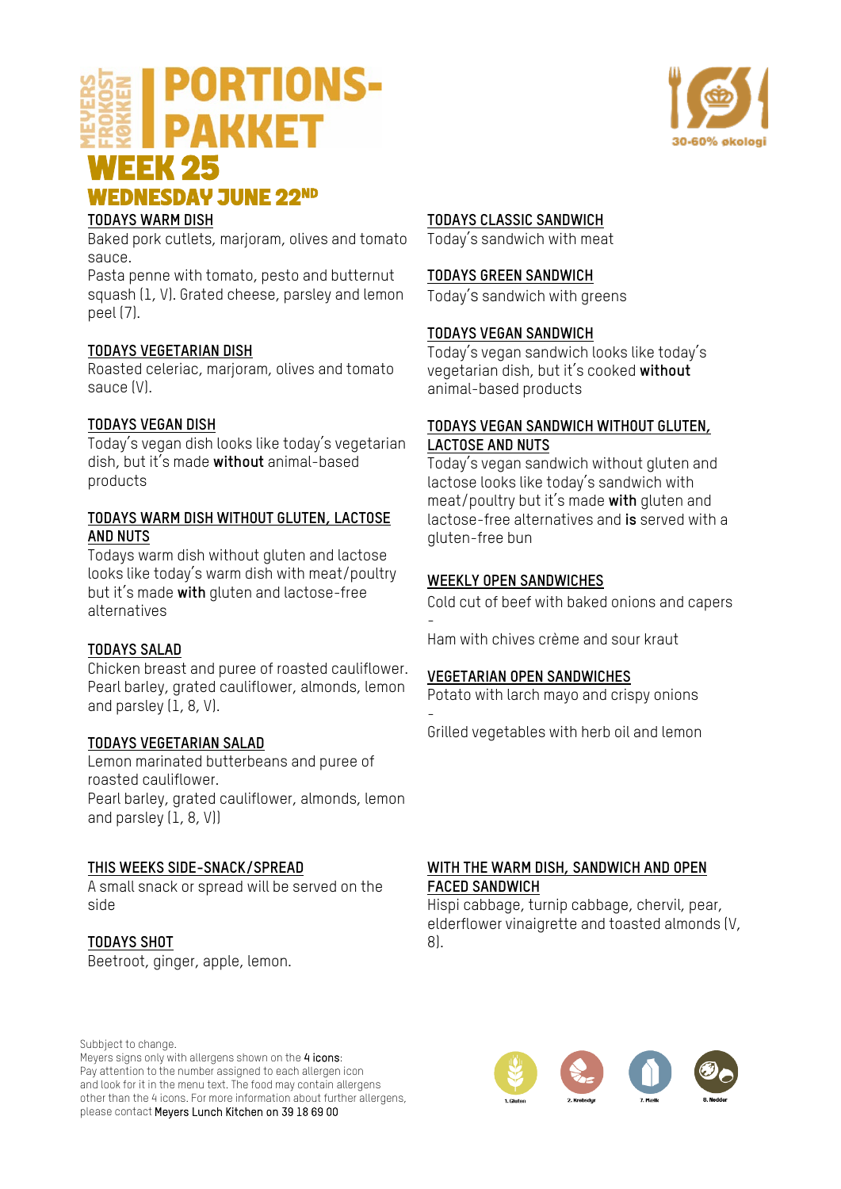# MEYERS FROKOST KØKKEN | PORTIONS-PAKKET

30-60% økologi

## WEEK 25

## WEDNESDAY JUNE 22ND

**TODAYS WARM DISH**

Baked pork cutlets, marjoram, olives and tomato sauce.
Pasta penne with tomato, pesto and butternut squash (1, V). Grated cheese, parsley and lemon peel (7).

**TODAYS VEGETARIAN DISH**

Roasted celeriac, marjoram, olives and tomato sauce (V).

**TODAYS VEGAN DISH**

Today's vegan dish looks like today's vegetarian dish, but it's made **without** animal-based products

**TODAYS WARM DISH WITHOUT GLUTEN, LACTOSE AND NUTS**

Todays warm dish without gluten and lactose looks like today's warm dish with meat/poultry but it's made **with** gluten and lactose-free alternatives

**TODAYS SALAD**

Chicken breast and puree of roasted cauliflower. Pearl barley, grated cauliflower, almonds, lemon and parsley (1, 8, V).

**TODAYS VEGETARIAN SALAD**

Lemon marinated butterbeans and puree of roasted cauliflower.
Pearl barley, grated cauliflower, almonds, lemon and parsley (1, 8, V))

**TODAYS CLASSIC SANDWICH**

Today's sandwich with meat

**TODAYS GREEN SANDWICH**

Today's sandwich with greens

**TODAYS VEGAN SANDWICH**

Today's vegan sandwich looks like today's vegetarian dish, but it's cooked **without** animal-based products

**TODAYS VEGAN SANDWICH WITHOUT GLUTEN, LACTOSE AND NUTS**

Today's vegan sandwich without gluten and lactose looks like today's sandwich with meat/poultry but it's made **with** gluten and lactose-free alternatives and **is** served with a gluten-free bun

**WEEKLY OPEN SANDWICHES**

Cold cut of beef with baked onions and capers
-
Ham with chives crème and sour kraut

**VEGETARIAN OPEN SANDWICHES**

Potato with larch mayo and crispy onions
-
Grilled vegetables with herb oil and lemon

**THIS WEEKS SIDE-SNACK/SPREAD**

A small snack or spread will be served on the side

**TODAYS SHOT**

Beetroot, ginger, apple, lemon.

**WITH THE WARM DISH, SANDWICH AND OPEN FACED SANDWICH**

Hispi cabbage, turnip cabbage, chervil, pear, elderflower vinaigrette and toasted almonds (V, 8).

Subbject to change.
Meyers signs only with allergens shown on the **4 icons**:
Pay attention to the number assigned to each allergen icon and look for it in the menu text. The food may contain allergens other than the 4 icons. For more information about further allergens, please contact **Meyers Lunch Kitchen on 39 18 69 00**

1. Gluten 2. Krebsdyr 7. Mælk 8. Nødder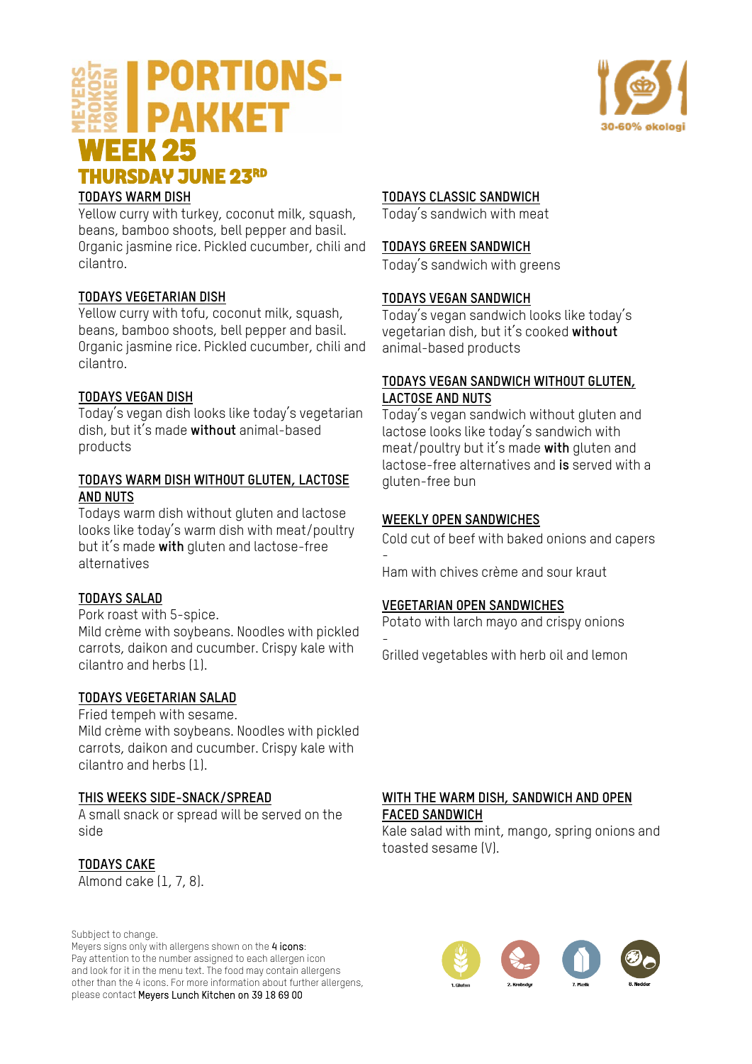MEYERS FROKOST KØKKEN

# PORTIONS-PAKKET

# WEEK 25

## THURSDAY JUNE 23RD

30-60% økologi

### TODAYS WARM DISH

Yellow curry with turkey, coconut milk, squash, beans, bamboo shoots, bell pepper and basil. Organic jasmine rice. Pickled cucumber, chili and cilantro.

### TODAYS VEGETARIAN DISH

Yellow curry with tofu, coconut milk, squash, beans, bamboo shoots, bell pepper and basil. Organic jasmine rice. Pickled cucumber, chili and cilantro.

### TODAYS VEGAN DISH

Today's vegan dish looks like today's vegetarian dish, but it's made **without** animal-based products

### TODAYS WARM DISH WITHOUT GLUTEN, LACTOSE AND NUTS

Todays warm dish without gluten and lactose looks like today's warm dish with meat/poultry but it's made **with** gluten and lactose-free alternatives

### TODAYS SALAD

Pork roast with 5-spice.
Mild crème with soybeans. Noodles with pickled carrots, daikon and cucumber. Crispy kale with cilantro and herbs (1).

### TODAYS VEGETARIAN SALAD

Fried tempeh with sesame.
Mild crème with soybeans. Noodles with pickled carrots, daikon and cucumber. Crispy kale with cilantro and herbs (1).

### THIS WEEKS SIDE-SNACK/SPREAD

A small snack or spread will be served on the side

### TODAYS CAKE

Almond cake (1, 7, 8).

### TODAYS CLASSIC SANDWICH

Today's sandwich with meat

### TODAYS GREEN SANDWICH

Today's sandwich with greens

### TODAYS VEGAN SANDWICH

Today's vegan sandwich looks like today's vegetarian dish, but it's cooked **without** animal-based products

### TODAYS VEGAN SANDWICH WITHOUT GLUTEN, LACTOSE AND NUTS

Today's vegan sandwich without gluten and lactose looks like today's sandwich with meat/poultry but it's made **with** gluten and lactose-free alternatives and **is** served with a gluten-free bun

### WEEKLY OPEN SANDWICHES

Cold cut of beef with baked onions and capers

-

Ham with chives crème and sour kraut

### VEGETARIAN OPEN SANDWICHES

Potato with larch mayo and crispy onions

-

Grilled vegetables with herb oil and lemon

### WITH THE WARM DISH, SANDWICH AND OPEN FACED SANDWICH

Kale salad with mint, mango, spring onions and toasted sesame (V).

Subbject to change.
Meyers signs only with allergens shown on the **4 icons**:
Pay attention to the number assigned to each allergen icon and look for it in the menu text. The food may contain allergens other than the 4 icons. For more information about further allergens, please contact **Meyers Lunch Kitchen on 39 18 69 00**

1. Gluten 2. Krebsdyr 7. Mælk 8. Nødder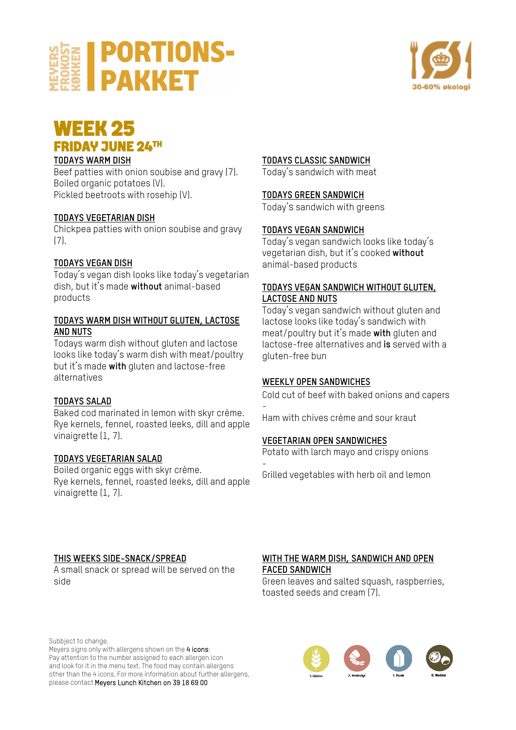# MEYERS FROKOST KØKKEN | PORTIONS-PAKKET

30-60% økologi

# WEEK 25

## FRIDAY JUNE 24TH

**TODAYS WARM DISH**
Beef patties with onion soubise and gravy (7).
Boiled organic potatoes (V).
Pickled beetroots with rosehip (V).

**TODAYS VEGETARIAN DISH**
Chickpea patties with onion soubise and gravy (7).

**TODAYS VEGAN DISH**
Today's vegan dish looks like today's vegetarian dish, but it's made **without** animal-based products

**TODAYS WARM DISH WITHOUT GLUTEN, LACTOSE AND NUTS**
Todays warm dish without gluten and lactose looks like today's warm dish with meat/poultry but it's made **with** gluten and lactose-free alternatives

**TODAYS SALAD**
Baked cod marinated in lemon with skyr crème.
Rye kernels, fennel, roasted leeks, dill and apple vinaigrette (1, 7).

**TODAYS VEGETARIAN SALAD**
Boiled organic eggs with skyr crème.
Rye kernels, fennel, roasted leeks, dill and apple vinaigrette (1, 7).

**TODAYS CLASSIC SANDWICH**
Today's sandwich with meat

**TODAYS GREEN SANDWICH**
Today's sandwich with greens

**TODAYS VEGAN SANDWICH**
Today's vegan sandwich looks like today's vegetarian dish, but it's cooked **without** animal-based products

**TODAYS VEGAN SANDWICH WITHOUT GLUTEN, LACTOSE AND NUTS**
Today's vegan sandwich without gluten and lactose looks like today's sandwich with meat/poultry but it's made **with** gluten and lactose-free alternatives and **is** served with a gluten-free bun

**WEEKLY OPEN SANDWICHES**
Cold cut of beef with baked onions and capers
-
Ham with chives crème and sour kraut

**VEGETARIAN OPEN SANDWICHES**
Potato with larch mayo and crispy onions
-
Grilled vegetables with herb oil and lemon

**THIS WEEKS SIDE-SNACK/SPREAD**
A small snack or spread will be served on the side

**WITH THE WARM DISH, SANDWICH AND OPEN FACED SANDWICH**
Green leaves and salted squash, raspberries, toasted seeds and cream (7).

Subbject to change.
Meyers signs only with allergens shown on the **4 icons**:
Pay attention to the number assigned to each allergen icon and look for it in the menu text. The food may contain allergens other than the 4 icons. For more information about further allergens, please contact **Meyers Lunch Kitchen on 39 18 69 00**

1. Gluten 2. Krebsdyr 7. Mælk 8. Nødder